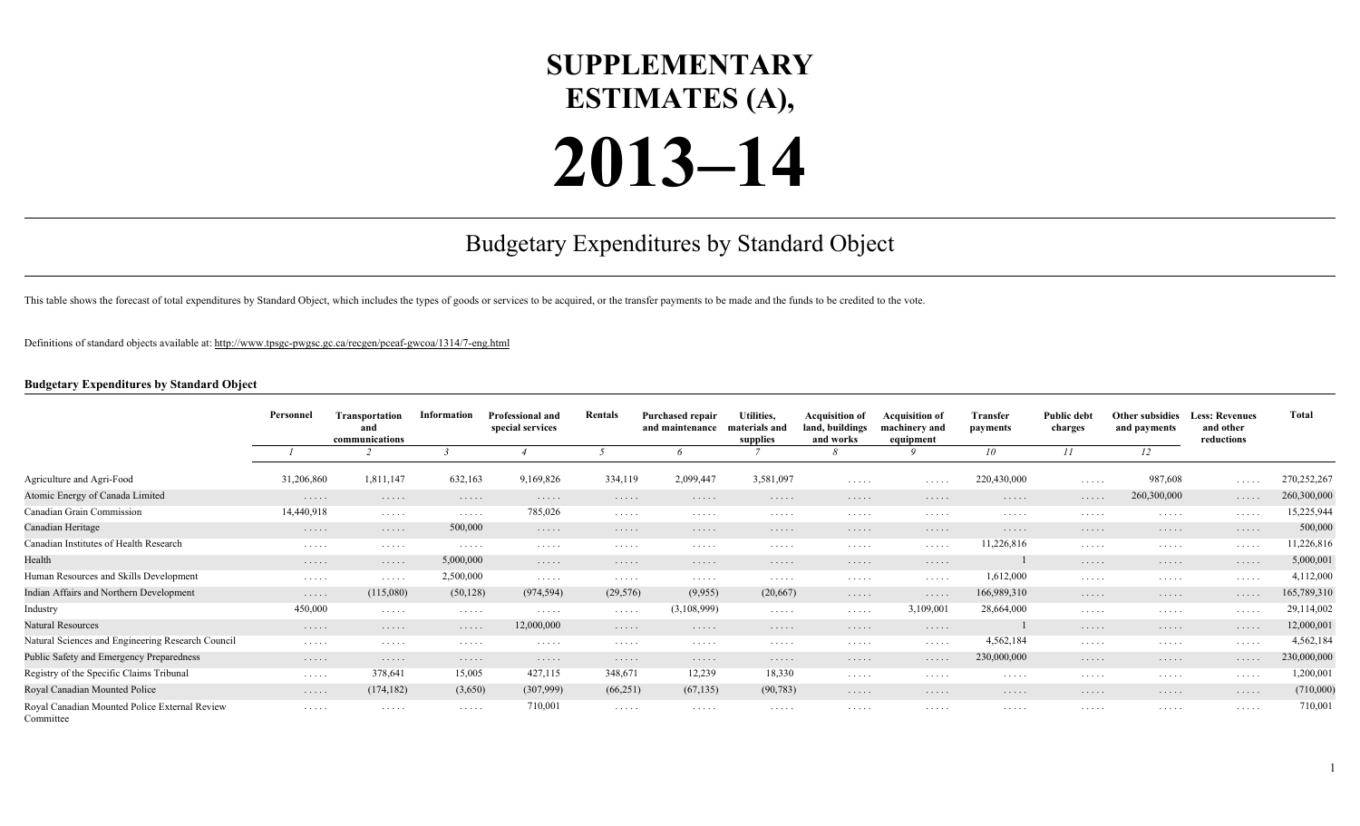# SUPPLEMENTARY ESTIMATES (A),

# 2013–14

## Budgetary Expenditures by Standard Object

This table shows the forecast of total expenditures by Standard Object, which includes the types of goods or services to be acquired, or the transfer payments to be made and the funds to be credited to the vote.

Definitions of standard objects available at: http://www.tpsgc-pwgsc.gc.ca/recgen/pceaf-gwcoa/1314/7-eng.html

**Budgetary Expenditures by Standard Object**

| | Personnel | Transportation and communications | Information | Professional and special services | Rentals | Purchased repair and maintenance | Utilities, materials and supplies | Acquisition of land, buildings and works | Acquisition of machinery and equipment | Transfer payments | Public debt charges | Other subsidies and payments | Less: Revenues and other reductions | Total |
|---|---|---|---|---|---|---|---|---|---|---|---|---|---|---|
| | *1* | *2* | *3* | *4* | *5* | *6* | *7* | *8* | *9* | *10* | *11* | *12* | | |
| Agriculture and Agri-Food | 31,206,860 | 1,811,147 | 632,163 | 9,169,826 | 334,119 | 2,099,447 | 3,581,097 | . . . . . | . . . . . | 220,430,000 | . . . . . | 987,608 | . . . . . | 270,252,267 |
| Atomic Energy of Canada Limited | . . . . . | . . . . . | . . . . . | . . . . . | . . . . . | . . . . . | . . . . . | . . . . . | . . . . . | . . . . . | . . . . . | 260,300,000 | . . . . . | 260,300,000 |
| Canadian Grain Commission | 14,440,918 | . . . . . | . . . . . | 785,026 | . . . . . | . . . . . | . . . . . | . . . . . | . . . . . | . . . . . | . . . . . | . . . . . | . . . . . | 15,225,944 |
| Canadian Heritage | . . . . . | . . . . . | 500,000 | . . . . . | . . . . . | . . . . . | . . . . . | . . . . . | . . . . . | . . . . . | . . . . . | . . . . . | . . . . . | 500,000 |
| Canadian Institutes of Health Research | . . . . . | . . . . . | . . . . . | . . . . . | . . . . . | . . . . . | . . . . . | . . . . . | . . . . . | 11,226,816 | . . . . . | . . . . . | . . . . . | 11,226,816 |
| Health | . . . . . | . . . . . | 5,000,000 | . . . . . | . . . . . | . . . . . | . . . . . | . . . . . | . . . . . | 1 | . . . . . | . . . . . | . . . . . | 5,000,001 |
| Human Resources and Skills Development | . . . . . | . . . . . | 2,500,000 | . . . . . | . . . . . | . . . . . | . . . . . | . . . . . | . . . . . | 1,612,000 | . . . . . | . . . . . | . . . . . | 4,112,000 |
| Indian Affairs and Northern Development | . . . . . | (115,080) | (50,128) | (974,594) | (29,576) | (9,955) | (20,667) | . . . . . | . . . . . | 166,989,310 | . . . . . | . . . . . | . . . . . | 165,789,310 |
| Industry | 450,000 | . . . . . | . . . . . | . . . . . | . . . . . | (3,108,999) | . . . . . | . . . . . | 3,109,001 | 28,664,000 | . . . . . | . . . . . | . . . . . | 29,114,002 |
| Natural Resources | . . . . . | . . . . . | . . . . . | 12,000,000 | . . . . . | . . . . . | . . . . . | . . . . . | . . . . . | 1 | . . . . . | . . . . . | . . . . . | 12,000,001 |
| Natural Sciences and Engineering Research Council | . . . . . | . . . . . | . . . . . | . . . . . | . . . . . | . . . . . | . . . . . | . . . . . | . . . . . | 4,562,184 | . . . . . | . . . . . | . . . . . | 4,562,184 |
| Public Safety and Emergency Preparedness | . . . . . | . . . . . | . . . . . | . . . . . | . . . . . | . . . . . | . . . . . | . . . . . | . . . . . | 230,000,000 | . . . . . | . . . . . | . . . . . | 230,000,000 |
| Registry of the Specific Claims Tribunal | . . . . . | 378,641 | 15,005 | 427,115 | 348,671 | 12,239 | 18,330 | . . . . . | . . . . . | . . . . . | . . . . . | . . . . . | . . . . . | 1,200,001 |
| Royal Canadian Mounted Police | . . . . . | (174,182) | (3,650) | (307,999) | (66,251) | (67,135) | (90,783) | . . . . . | . . . . . | . . . . . | . . . . . | . . . . . | . . . . . | (710,000) |
| Royal Canadian Mounted Police External Review Committee | . . . . . | . . . . . | . . . . . | 710,001 | . . . . . | . . . . . | . . . . . | . . . . . | . . . . . | . . . . . | . . . . . | . . . . . | . . . . . | 710,001 |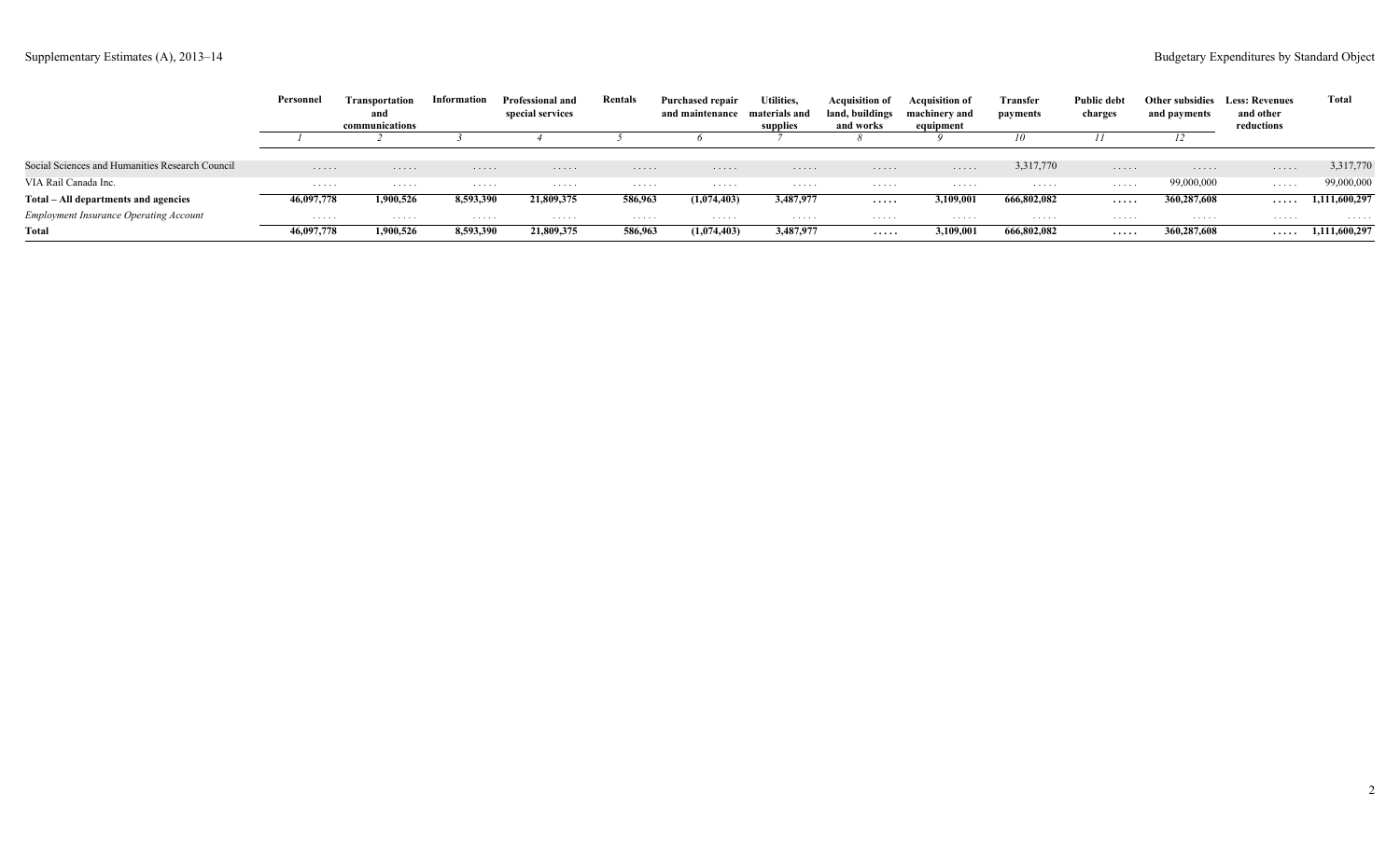| | Personnel | Transportation and communications | Information | Professional and special services | Rentals | Purchased repair and maintenance | Utilities, materials and supplies | Acquisition of land, buildings and works | Acquisition of machinery and equipment | Transfer payments | Public debt charges | Other subsidies and payments | Less: Revenues and other reductions | Total |
|---|---|---|---|---|---|---|---|---|---|---|---|---|---|---|
| | *1* | *2* | *3* | *4* | *5* | *6* | *7* | *8* | *9* | *10* | *11* | *12* | | |
| Social Sciences and Humanities Research Council | ..... | ..... | ..... | ..... | ..... | ..... | ..... | ..... | ..... | 3,317,770 | ..... | ..... | ..... | 3,317,770 |
| VIA Rail Canada Inc. | ..... | ..... | ..... | ..... | ..... | ..... | ..... | ..... | ..... | ..... | ..... | 99,000,000 | ..... | 99,000,000 |
| **Total – All departments and agencies** | **46,097,778** | **1,900,526** | **8,593,390** | **21,809,375** | **586,963** | **(1,074,403)** | **3,487,977** | **.....** | **3,109,001** | **666,802,082** | **.....** | **360,287,608** | **.....** | **1,111,600,297** |
| *Employment Insurance Operating Account* | ..... | ..... | ..... | ..... | ..... | ..... | ..... | ..... | ..... | ..... | ..... | ..... | ..... | ..... |
| **Total** | **46,097,778** | **1,900,526** | **8,593,390** | **21,809,375** | **586,963** | **(1,074,403)** | **3,487,977** | **.....** | **3,109,001** | **666,802,082** | **.....** | **360,287,608** | **.....** | **1,111,600,297** |